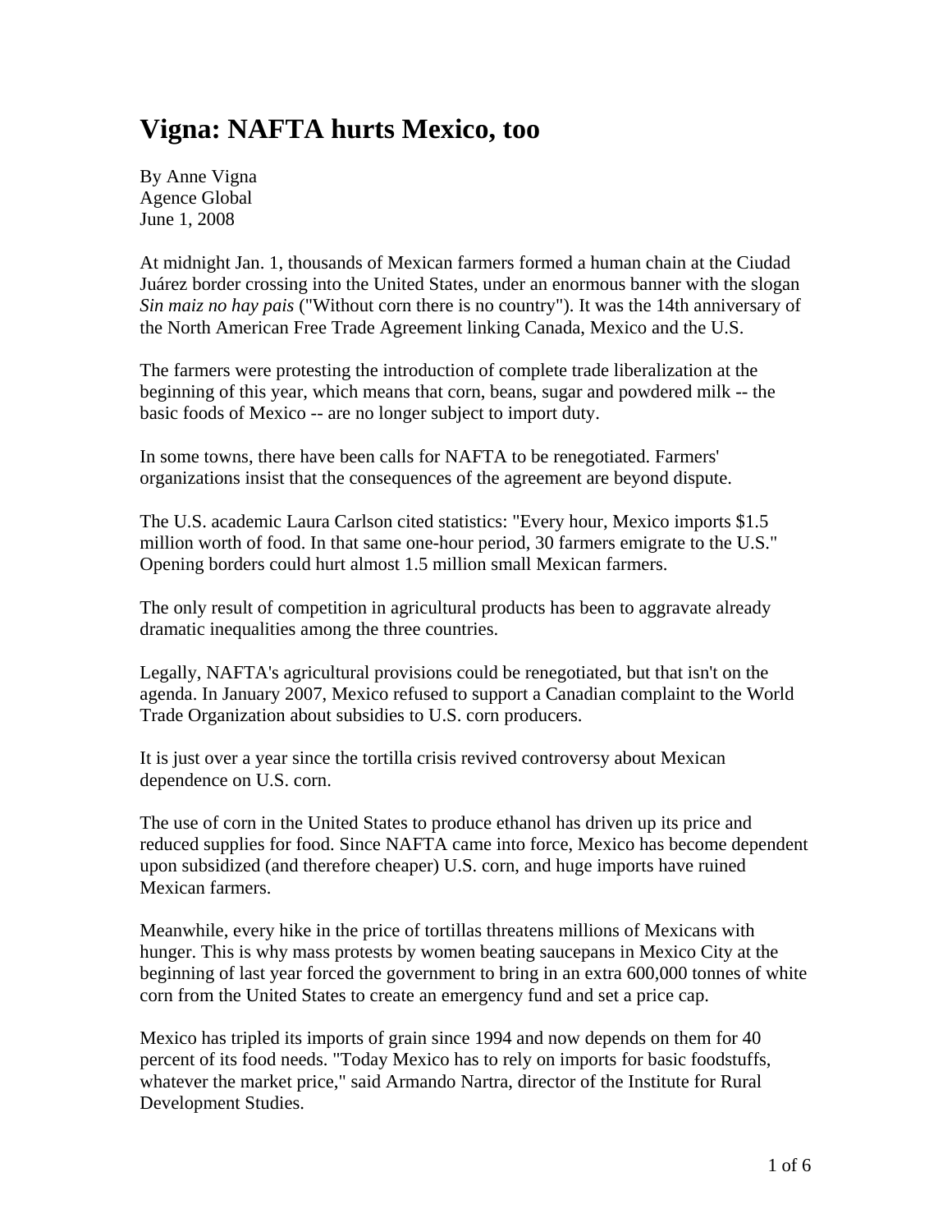# Vigna: NAFTA hurts Mexico, too

By Anne Vigna
Agence Global
June 1, 2008

At midnight Jan. 1, thousands of Mexican farmers formed a human chain at the Ciudad Juárez border crossing into the United States, under an enormous banner with the slogan *Sin maiz no hay pais* ("Without corn there is no country"). It was the 14th anniversary of the North American Free Trade Agreement linking Canada, Mexico and the U.S.

The farmers were protesting the introduction of complete trade liberalization at the beginning of this year, which means that corn, beans, sugar and powdered milk -- the basic foods of Mexico -- are no longer subject to import duty.

In some towns, there have been calls for NAFTA to be renegotiated. Farmers' organizations insist that the consequences of the agreement are beyond dispute.

The U.S. academic Laura Carlson cited statistics: "Every hour, Mexico imports $1.5 million worth of food. In that same one-hour period, 30 farmers emigrate to the U.S." Opening borders could hurt almost 1.5 million small Mexican farmers.

The only result of competition in agricultural products has been to aggravate already dramatic inequalities among the three countries.

Legally, NAFTA's agricultural provisions could be renegotiated, but that isn't on the agenda. In January 2007, Mexico refused to support a Canadian complaint to the World Trade Organization about subsidies to U.S. corn producers.

It is just over a year since the tortilla crisis revived controversy about Mexican dependence on U.S. corn.

The use of corn in the United States to produce ethanol has driven up its price and reduced supplies for food. Since NAFTA came into force, Mexico has become dependent upon subsidized (and therefore cheaper) U.S. corn, and huge imports have ruined Mexican farmers.

Meanwhile, every hike in the price of tortillas threatens millions of Mexicans with hunger. This is why mass protests by women beating saucepans in Mexico City at the beginning of last year forced the government to bring in an extra 600,000 tonnes of white corn from the United States to create an emergency fund and set a price cap.

Mexico has tripled its imports of grain since 1994 and now depends on them for 40 percent of its food needs. "Today Mexico has to rely on imports for basic foodstuffs, whatever the market price," said Armando Nartra, director of the Institute for Rural Development Studies.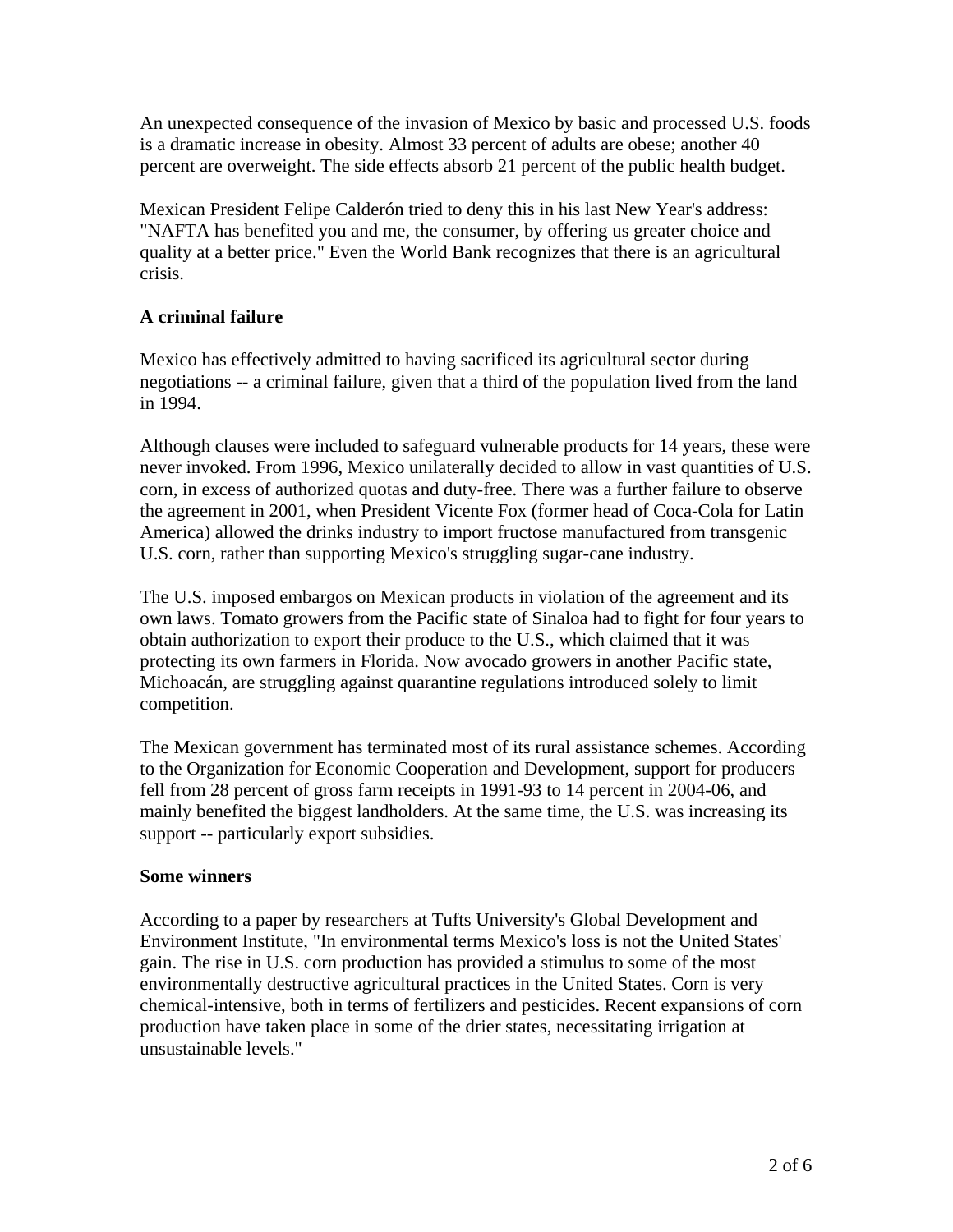An unexpected consequence of the invasion of Mexico by basic and processed U.S. foods is a dramatic increase in obesity. Almost 33 percent of adults are obese; another 40 percent are overweight. The side effects absorb 21 percent of the public health budget.

Mexican President Felipe Calderón tried to deny this in his last New Year's address: "NAFTA has benefited you and me, the consumer, by offering us greater choice and quality at a better price." Even the World Bank recognizes that there is an agricultural crisis.

### A criminal failure

Mexico has effectively admitted to having sacrificed its agricultural sector during negotiations -- a criminal failure, given that a third of the population lived from the land in 1994.

Although clauses were included to safeguard vulnerable products for 14 years, these were never invoked. From 1996, Mexico unilaterally decided to allow in vast quantities of U.S. corn, in excess of authorized quotas and duty-free. There was a further failure to observe the agreement in 2001, when President Vicente Fox (former head of Coca-Cola for Latin America) allowed the drinks industry to import fructose manufactured from transgenic U.S. corn, rather than supporting Mexico's struggling sugar-cane industry.

The U.S. imposed embargos on Mexican products in violation of the agreement and its own laws. Tomato growers from the Pacific state of Sinaloa had to fight for four years to obtain authorization to export their produce to the U.S., which claimed that it was protecting its own farmers in Florida. Now avocado growers in another Pacific state, Michoacán, are struggling against quarantine regulations introduced solely to limit competition.

The Mexican government has terminated most of its rural assistance schemes. According to the Organization for Economic Cooperation and Development, support for producers fell from 28 percent of gross farm receipts in 1991-93 to 14 percent in 2004-06, and mainly benefited the biggest landholders. At the same time, the U.S. was increasing its support -- particularly export subsidies.

### Some winners

According to a paper by researchers at Tufts University's Global Development and Environment Institute, "In environmental terms Mexico's loss is not the United States' gain. The rise in U.S. corn production has provided a stimulus to some of the most environmentally destructive agricultural practices in the United States. Corn is very chemical-intensive, both in terms of fertilizers and pesticides. Recent expansions of corn production have taken place in some of the drier states, necessitating irrigation at unsustainable levels."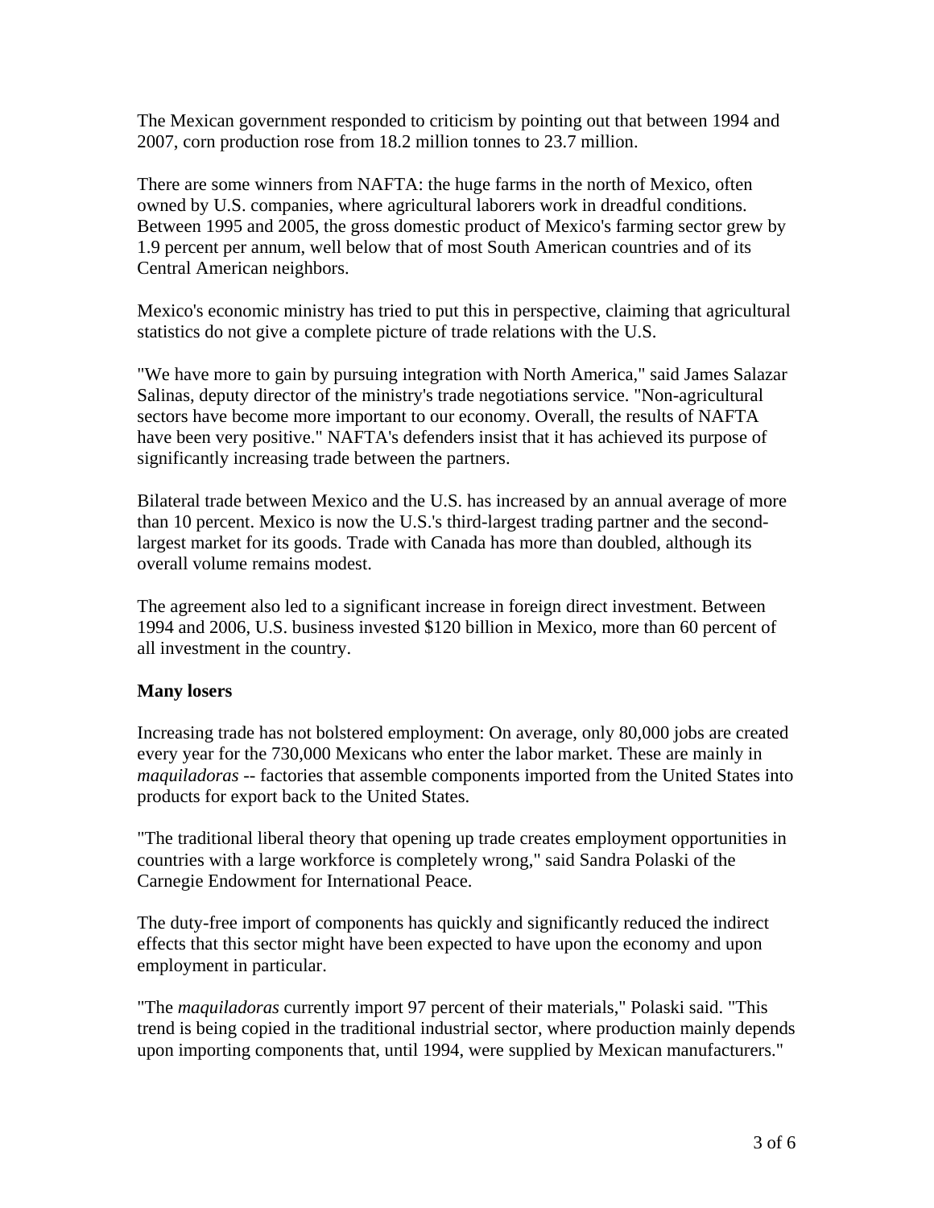The Mexican government responded to criticism by pointing out that between 1994 and 2007, corn production rose from 18.2 million tonnes to 23.7 million.

There are some winners from NAFTA: the huge farms in the north of Mexico, often owned by U.S. companies, where agricultural laborers work in dreadful conditions. Between 1995 and 2005, the gross domestic product of Mexico's farming sector grew by 1.9 percent per annum, well below that of most South American countries and of its Central American neighbors.

Mexico's economic ministry has tried to put this in perspective, claiming that agricultural statistics do not give a complete picture of trade relations with the U.S.

"We have more to gain by pursuing integration with North America," said James Salazar Salinas, deputy director of the ministry's trade negotiations service. "Non-agricultural sectors have become more important to our economy. Overall, the results of NAFTA have been very positive." NAFTA's defenders insist that it has achieved its purpose of significantly increasing trade between the partners.

Bilateral trade between Mexico and the U.S. has increased by an annual average of more than 10 percent. Mexico is now the U.S.'s third-largest trading partner and the second-largest market for its goods. Trade with Canada has more than doubled, although its overall volume remains modest.

The agreement also led to a significant increase in foreign direct investment. Between 1994 and 2006, U.S. business invested $120 billion in Mexico, more than 60 percent of all investment in the country.

**Many losers**

Increasing trade has not bolstered employment: On average, only 80,000 jobs are created every year for the 730,000 Mexicans who enter the labor market. These are mainly in *maquiladoras* -- factories that assemble components imported from the United States into products for export back to the United States.

"The traditional liberal theory that opening up trade creates employment opportunities in countries with a large workforce is completely wrong," said Sandra Polaski of the Carnegie Endowment for International Peace.

The duty-free import of components has quickly and significantly reduced the indirect effects that this sector might have been expected to have upon the economy and upon employment in particular.

"The *maquiladoras* currently import 97 percent of their materials," Polaski said. "This trend is being copied in the traditional industrial sector, where production mainly depends upon importing components that, until 1994, were supplied by Mexican manufacturers."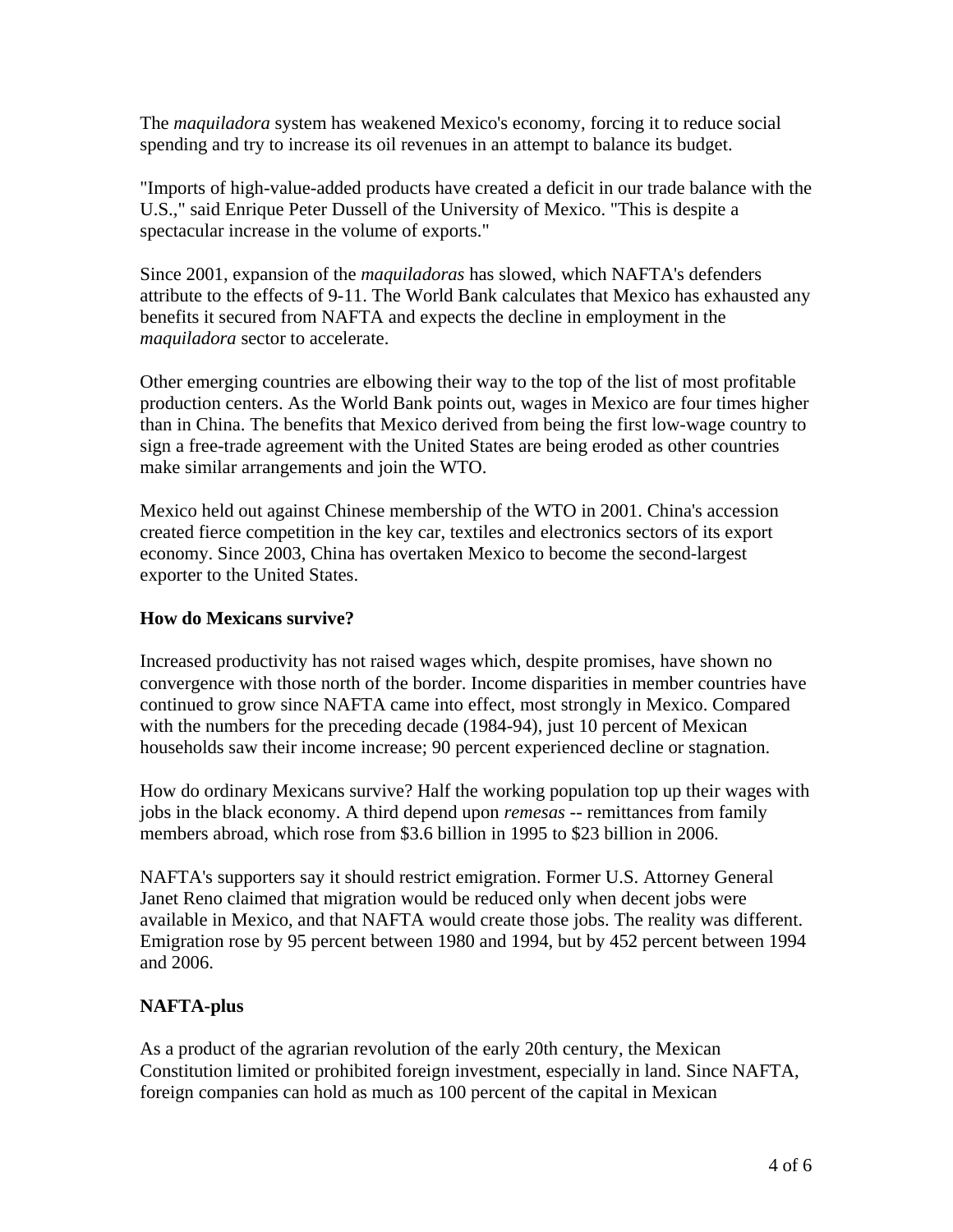The *maquiladora* system has weakened Mexico's economy, forcing it to reduce social spending and try to increase its oil revenues in an attempt to balance its budget.

"Imports of high-value-added products have created a deficit in our trade balance with the U.S.," said Enrique Peter Dussell of the University of Mexico. "This is despite a spectacular increase in the volume of exports."

Since 2001, expansion of the *maquiladoras* has slowed, which NAFTA's defenders attribute to the effects of 9-11. The World Bank calculates that Mexico has exhausted any benefits it secured from NAFTA and expects the decline in employment in the *maquiladora* sector to accelerate.

Other emerging countries are elbowing their way to the top of the list of most profitable production centers. As the World Bank points out, wages in Mexico are four times higher than in China. The benefits that Mexico derived from being the first low-wage country to sign a free-trade agreement with the United States are being eroded as other countries make similar arrangements and join the WTO.

Mexico held out against Chinese membership of the WTO in 2001. China's accession created fierce competition in the key car, textiles and electronics sectors of its export economy. Since 2003, China has overtaken Mexico to become the second-largest exporter to the United States.

**How do Mexicans survive?**

Increased productivity has not raised wages which, despite promises, have shown no convergence with those north of the border. Income disparities in member countries have continued to grow since NAFTA came into effect, most strongly in Mexico. Compared with the numbers for the preceding decade (1984-94), just 10 percent of Mexican households saw their income increase; 90 percent experienced decline or stagnation.

How do ordinary Mexicans survive? Half the working population top up their wages with jobs in the black economy. A third depend upon *remesas* -- remittances from family members abroad, which rose from $3.6 billion in 1995 to $23 billion in 2006.

NAFTA's supporters say it should restrict emigration. Former U.S. Attorney General Janet Reno claimed that migration would be reduced only when decent jobs were available in Mexico, and that NAFTA would create those jobs. The reality was different. Emigration rose by 95 percent between 1980 and 1994, but by 452 percent between 1994 and 2006.

**NAFTA-plus**

As a product of the agrarian revolution of the early 20th century, the Mexican Constitution limited or prohibited foreign investment, especially in land. Since NAFTA, foreign companies can hold as much as 100 percent of the capital in Mexican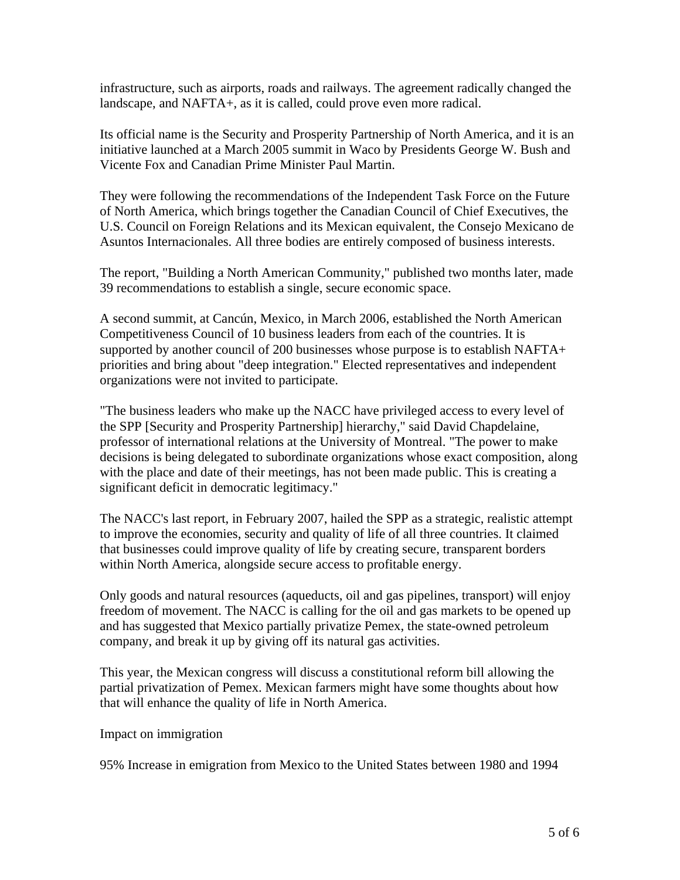infrastructure, such as airports, roads and railways. The agreement radically changed the landscape, and NAFTA+, as it is called, could prove even more radical.

Its official name is the Security and Prosperity Partnership of North America, and it is an initiative launched at a March 2005 summit in Waco by Presidents George W. Bush and Vicente Fox and Canadian Prime Minister Paul Martin.

They were following the recommendations of the Independent Task Force on the Future of North America, which brings together the Canadian Council of Chief Executives, the U.S. Council on Foreign Relations and its Mexican equivalent, the Consejo Mexicano de Asuntos Internacionales. All three bodies are entirely composed of business interests.

The report, "Building a North American Community," published two months later, made 39 recommendations to establish a single, secure economic space.

A second summit, at Cancún, Mexico, in March 2006, established the North American Competitiveness Council of 10 business leaders from each of the countries. It is supported by another council of 200 businesses whose purpose is to establish NAFTA+ priorities and bring about "deep integration." Elected representatives and independent organizations were not invited to participate.

"The business leaders who make up the NACC have privileged access to every level of the SPP [Security and Prosperity Partnership] hierarchy," said David Chapdelaine, professor of international relations at the University of Montreal. "The power to make decisions is being delegated to subordinate organizations whose exact composition, along with the place and date of their meetings, has not been made public. This is creating a significant deficit in democratic legitimacy."

The NACC's last report, in February 2007, hailed the SPP as a strategic, realistic attempt to improve the economies, security and quality of life of all three countries. It claimed that businesses could improve quality of life by creating secure, transparent borders within North America, alongside secure access to profitable energy.

Only goods and natural resources (aqueducts, oil and gas pipelines, transport) will enjoy freedom of movement. The NACC is calling for the oil and gas markets to be opened up and has suggested that Mexico partially privatize Pemex, the state-owned petroleum company, and break it up by giving off its natural gas activities.

This year, the Mexican congress will discuss a constitutional reform bill allowing the partial privatization of Pemex. Mexican farmers might have some thoughts about how that will enhance the quality of life in North America.

Impact on immigration

95% Increase in emigration from Mexico to the United States between 1980 and 1994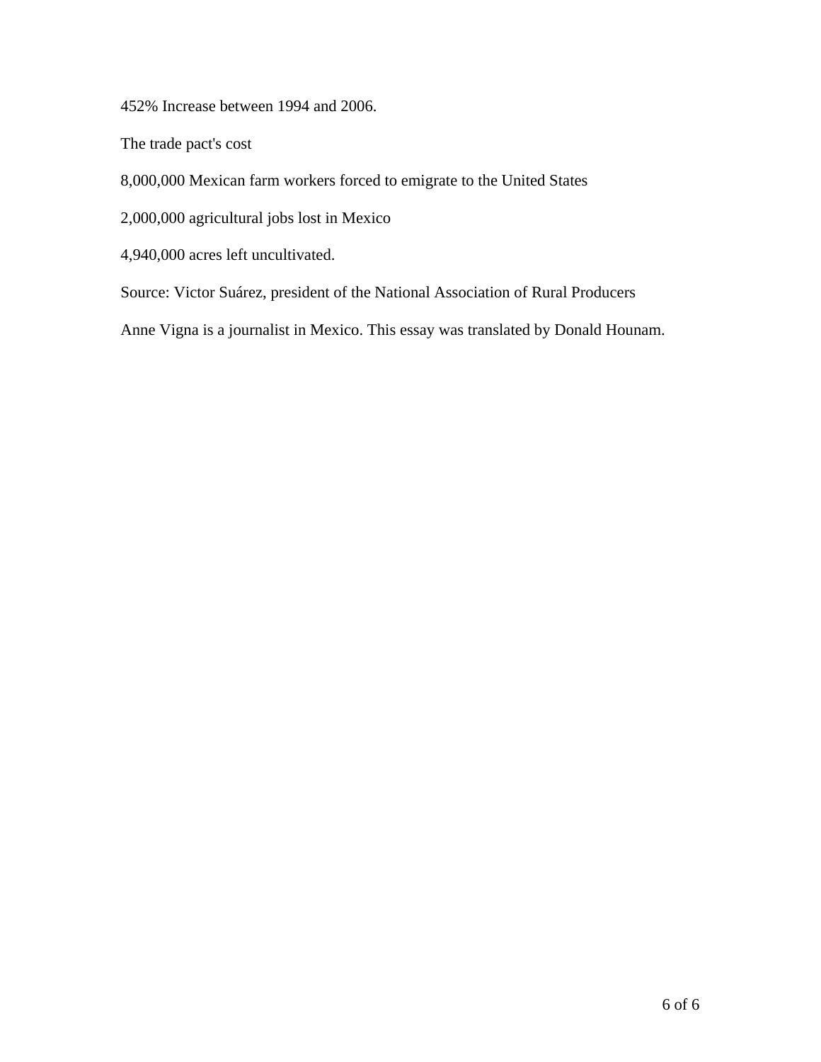452% Increase between 1994 and 2006.

The trade pact's cost

8,000,000 Mexican farm workers forced to emigrate to the United States

2,000,000 agricultural jobs lost in Mexico

4,940,000 acres left uncultivated.

Source: Victor Suárez, president of the National Association of Rural Producers

Anne Vigna is a journalist in Mexico. This essay was translated by Donald Hounam.